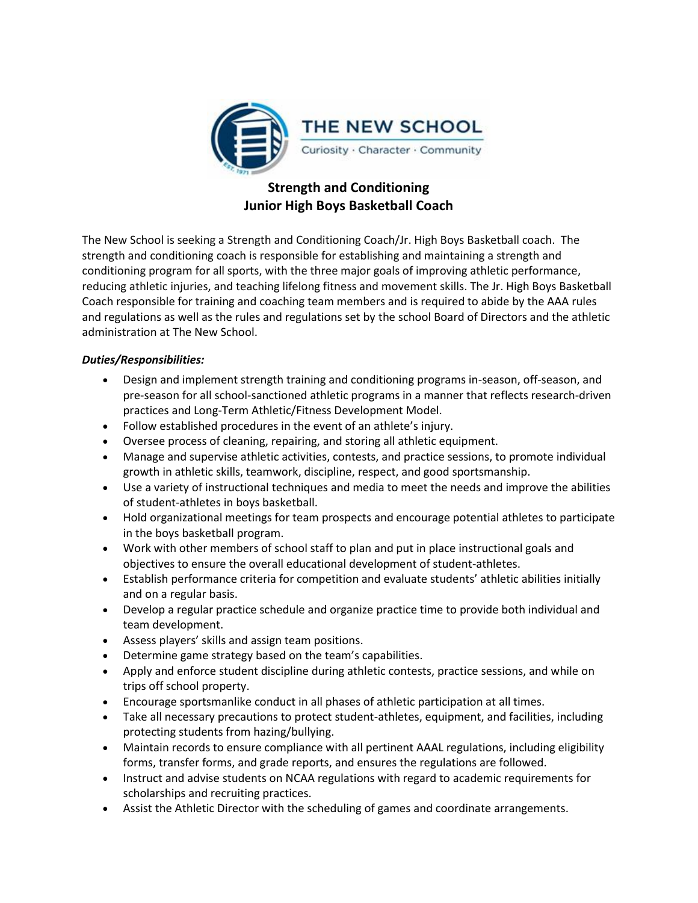THE NEW SCHOOL

Curiosity · Character · Community

# Strength and Conditioning
# Junior High Boys Basketball Coach

The New School is seeking a Strength and Conditioning Coach/Jr. High Boys Basketball coach. The strength and conditioning coach is responsible for establishing and maintaining a strength and conditioning program for all sports, with the three major goals of improving athletic performance, reducing athletic injuries, and teaching lifelong fitness and movement skills. The Jr. High Boys Basketball Coach responsible for training and coaching team members and is required to abide by the AAA rules and regulations as well as the rules and regulations set by the school Board of Directors and the athletic administration at The New School.

***Duties/Responsibilities:***

- Design and implement strength training and conditioning programs in-season, off-season, and pre-season for all school-sanctioned athletic programs in a manner that reflects research-driven practices and Long-Term Athletic/Fitness Development Model.
- Follow established procedures in the event of an athlete's injury.
- Oversee process of cleaning, repairing, and storing all athletic equipment.
- Manage and supervise athletic activities, contests, and practice sessions, to promote individual growth in athletic skills, teamwork, discipline, respect, and good sportsmanship.
- Use a variety of instructional techniques and media to meet the needs and improve the abilities of student-athletes in boys basketball.
- Hold organizational meetings for team prospects and encourage potential athletes to participate in the boys basketball program.
- Work with other members of school staff to plan and put in place instructional goals and objectives to ensure the overall educational development of student-athletes.
- Establish performance criteria for competition and evaluate students' athletic abilities initially and on a regular basis.
- Develop a regular practice schedule and organize practice time to provide both individual and team development.
- Assess players' skills and assign team positions.
- Determine game strategy based on the team's capabilities.
- Apply and enforce student discipline during athletic contests, practice sessions, and while on trips off school property.
- Encourage sportsmanlike conduct in all phases of athletic participation at all times.
- Take all necessary precautions to protect student-athletes, equipment, and facilities, including protecting students from hazing/bullying.
- Maintain records to ensure compliance with all pertinent AAAL regulations, including eligibility forms, transfer forms, and grade reports, and ensures the regulations are followed.
- Instruct and advise students on NCAA regulations with regard to academic requirements for scholarships and recruiting practices.
- Assist the Athletic Director with the scheduling of games and coordinate arrangements.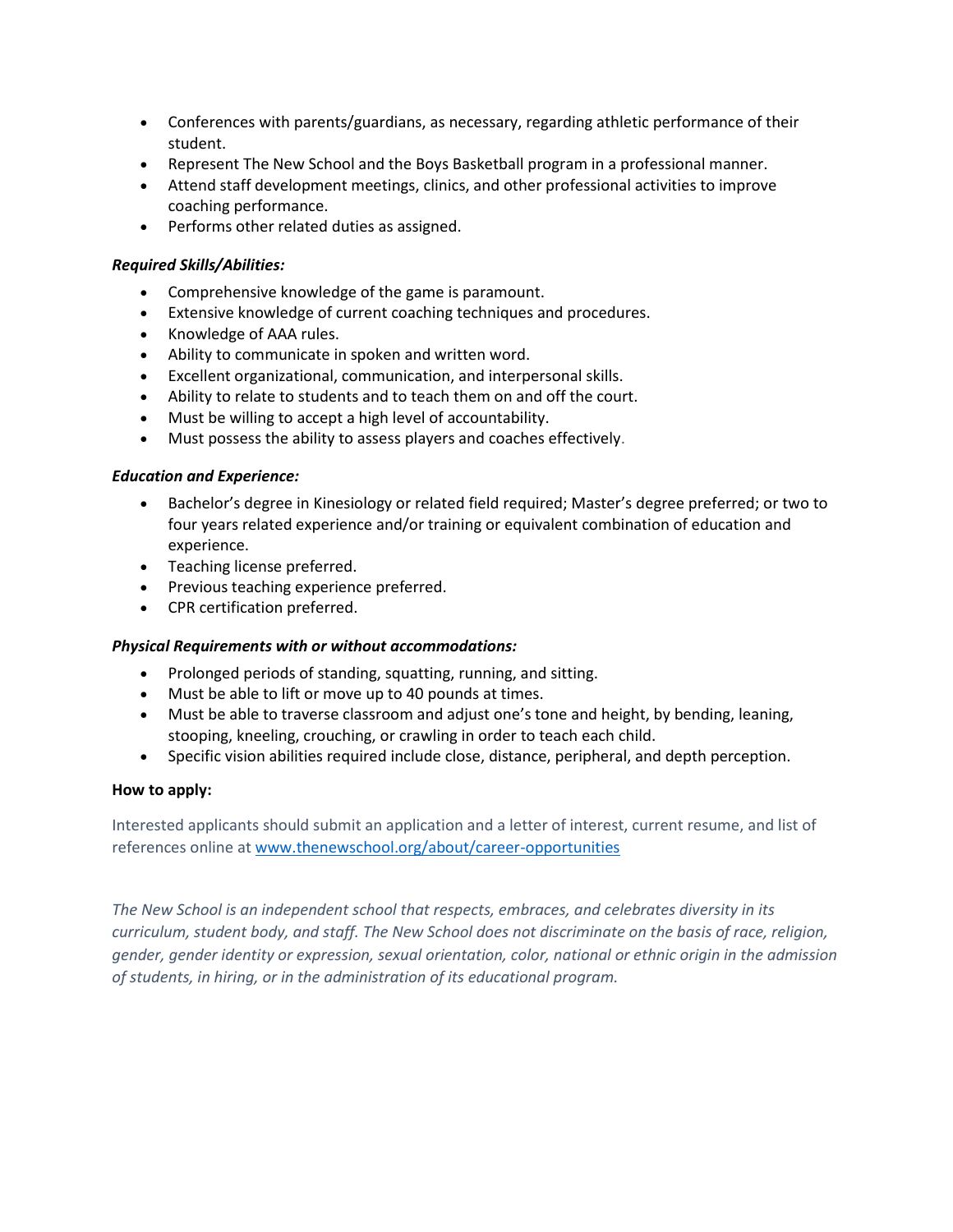- Conferences with parents/guardians, as necessary, regarding athletic performance of their student.
- Represent The New School and the Boys Basketball program in a professional manner.
- Attend staff development meetings, clinics, and other professional activities to improve coaching performance.
- Performs other related duties as assigned.

***Required Skills/Abilities:***

- Comprehensive knowledge of the game is paramount.
- Extensive knowledge of current coaching techniques and procedures.
- Knowledge of AAA rules.
- Ability to communicate in spoken and written word.
- Excellent organizational, communication, and interpersonal skills.
- Ability to relate to students and to teach them on and off the court.
- Must be willing to accept a high level of accountability.
- Must possess the ability to assess players and coaches effectively.

***Education and Experience:***

- Bachelor's degree in Kinesiology or related field required; Master's degree preferred; or two to four years related experience and/or training or equivalent combination of education and experience.
- Teaching license preferred.
- Previous teaching experience preferred.
- CPR certification preferred.

***Physical Requirements with or without accommodations:***

- Prolonged periods of standing, squatting, running, and sitting.
- Must be able to lift or move up to 40 pounds at times.
- Must be able to traverse classroom and adjust one's tone and height, by bending, leaning, stooping, kneeling, crouching, or crawling in order to teach each child.
- Specific vision abilities required include close, distance, peripheral, and depth perception.

**How to apply:**

Interested applicants should submit an application and a letter of interest, current resume, and list of references online at [www.thenewschool.org/about/career-opportunities](http://www.thenewschool.org/about/career-opportunities)

*The New School is an independent school that respects, embraces, and celebrates diversity in its curriculum, student body, and staff. The New School does not discriminate on the basis of race, religion, gender, gender identity or expression, sexual orientation, color, national or ethnic origin in the admission of students, in hiring, or in the administration of its educational program.*